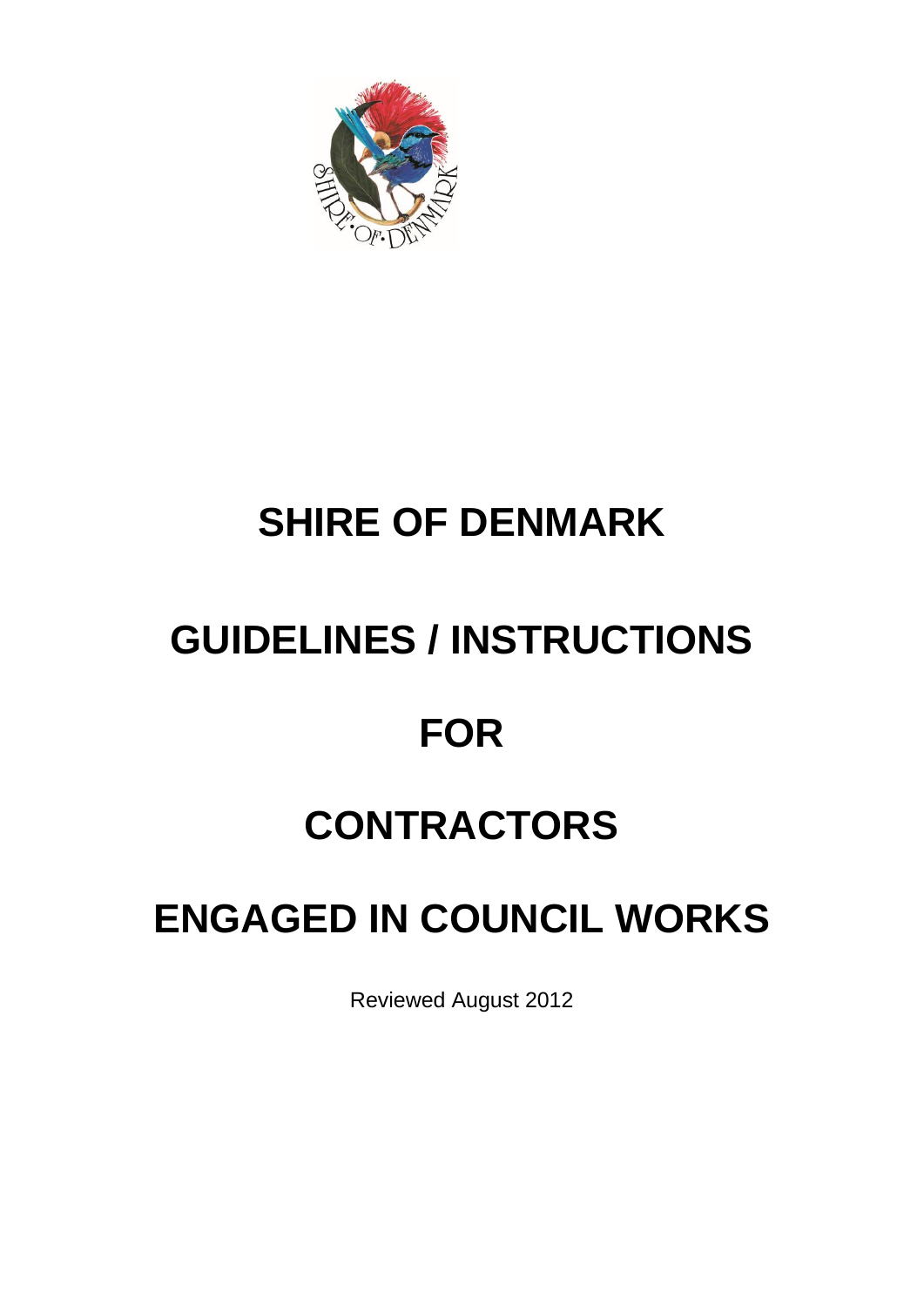# SHIRE OF DENMARK

# GUIDELINES / INSTRUCTIONS

# FOR

# CONTRACTORS

# ENGAGED IN COUNCIL WORKS

Reviewed August 2012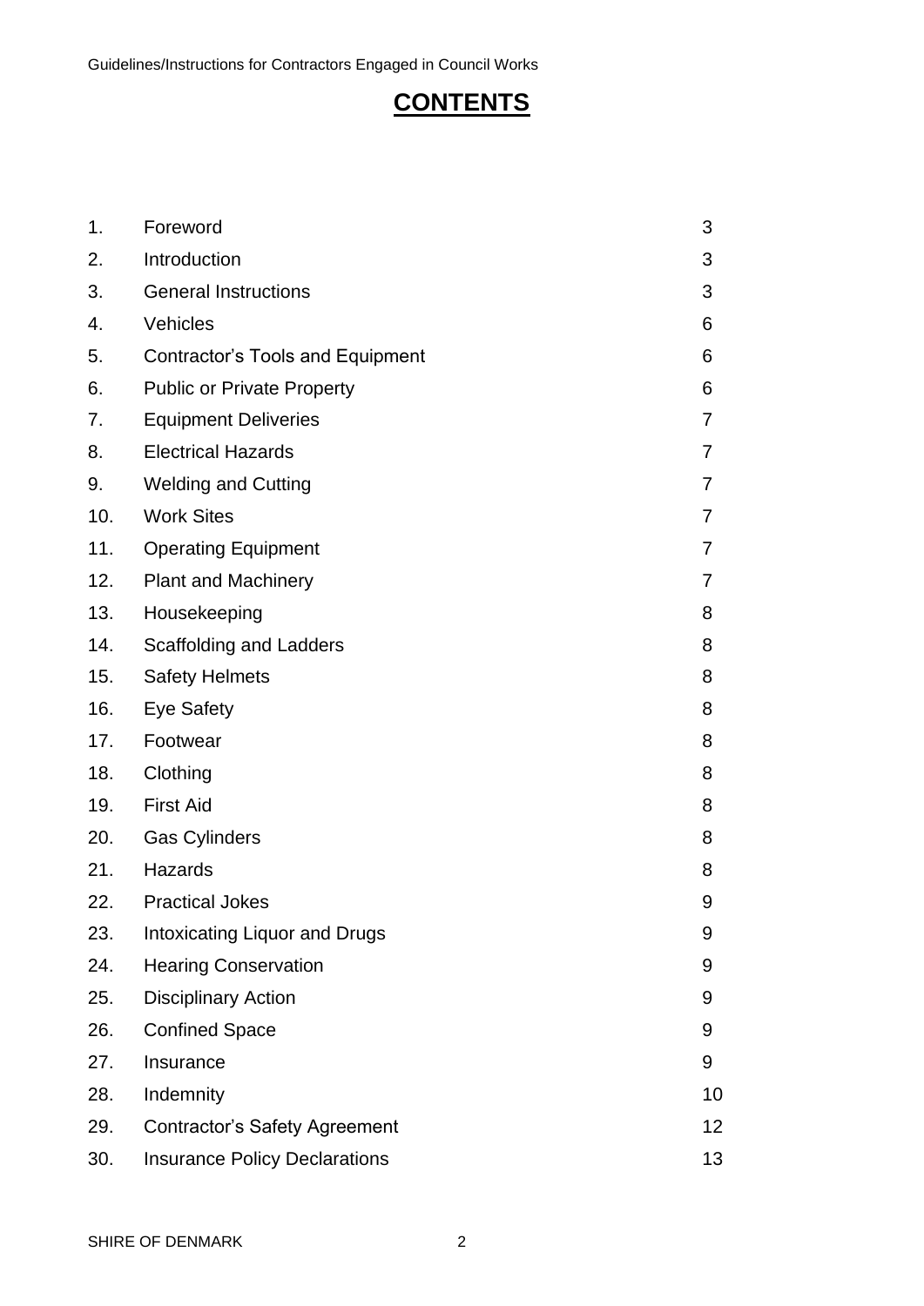# CONTENTS

| | | |
|---|---|---|
| 1. | Foreword | 3 |
| 2. | Introduction | 3 |
| 3. | General Instructions | 3 |
| 4. | Vehicles | 6 |
| 5. | Contractor's Tools and Equipment | 6 |
| 6. | Public or Private Property | 6 |
| 7. | Equipment Deliveries | 7 |
| 8. | Electrical Hazards | 7 |
| 9. | Welding and Cutting | 7 |
| 10. | Work Sites | 7 |
| 11. | Operating Equipment | 7 |
| 12. | Plant and Machinery | 7 |
| 13. | Housekeeping | 8 |
| 14. | Scaffolding and Ladders | 8 |
| 15. | Safety Helmets | 8 |
| 16. | Eye Safety | 8 |
| 17. | Footwear | 8 |
| 18. | Clothing | 8 |
| 19. | First Aid | 8 |
| 20. | Gas Cylinders | 8 |
| 21. | Hazards | 8 |
| 22. | Practical Jokes | 9 |
| 23. | Intoxicating Liquor and Drugs | 9 |
| 24. | Hearing Conservation | 9 |
| 25. | Disciplinary Action | 9 |
| 26. | Confined Space | 9 |
| 27. | Insurance | 9 |
| 28. | Indemnity | 10 |
| 29. | Contractor's Safety Agreement | 12 |
| 30. | Insurance Policy Declarations | 13 |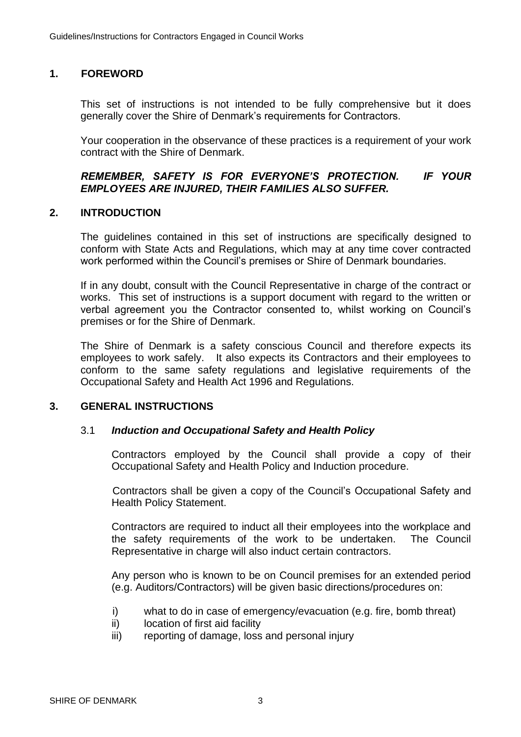## 1. FOREWORD

This set of instructions is not intended to be fully comprehensive but it does generally cover the Shire of Denmark's requirements for Contractors.

Your cooperation in the observance of these practices is a requirement of your work contract with the Shire of Denmark.

***REMEMBER, SAFETY IS FOR EVERYONE'S PROTECTION. IF YOUR EMPLOYEES ARE INJURED, THEIR FAMILIES ALSO SUFFER.***

## 2. INTRODUCTION

The guidelines contained in this set of instructions are specifically designed to conform with State Acts and Regulations, which may at any time cover contracted work performed within the Council's premises or Shire of Denmark boundaries.

If in any doubt, consult with the Council Representative in charge of the contract or works. This set of instructions is a support document with regard to the written or verbal agreement you the Contractor consented to, whilst working on Council's premises or for the Shire of Denmark.

The Shire of Denmark is a safety conscious Council and therefore expects its employees to work safely. It also expects its Contractors and their employees to conform to the same safety regulations and legislative requirements of the Occupational Safety and Health Act 1996 and Regulations.

## 3. GENERAL INSTRUCTIONS

### 3.1 *Induction and Occupational Safety and Health Policy*

Contractors employed by the Council shall provide a copy of their Occupational Safety and Health Policy and Induction procedure.

Contractors shall be given a copy of the Council's Occupational Safety and Health Policy Statement.

Contractors are required to induct all their employees into the workplace and the safety requirements of the work to be undertaken. The Council Representative in charge will also induct certain contractors.

Any person who is known to be on Council premises for an extended period (e.g. Auditors/Contractors) will be given basic directions/procedures on:

i) what to do in case of emergency/evacuation (e.g. fire, bomb threat)
ii) location of first aid facility
iii) reporting of damage, loss and personal injury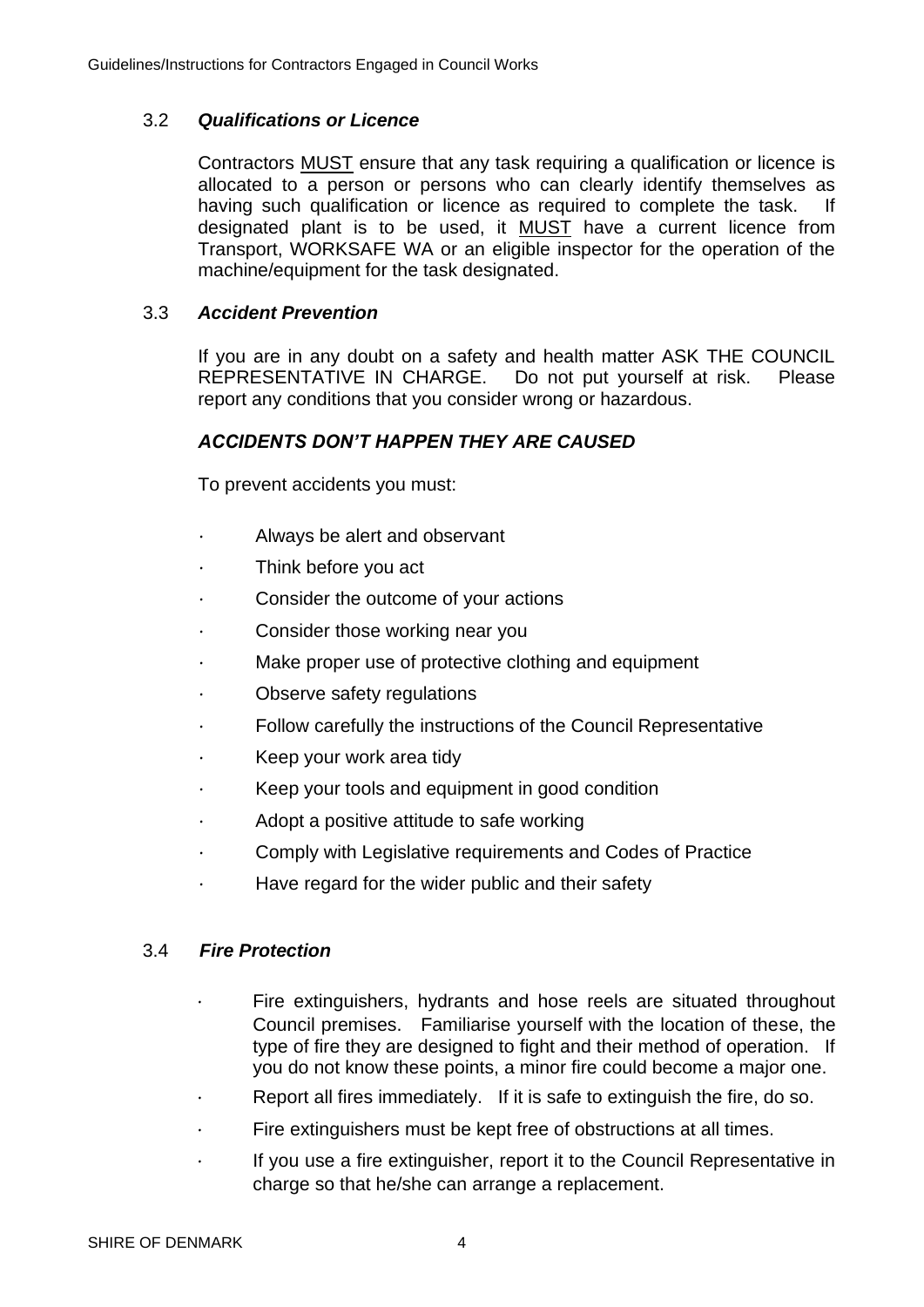### 3.2 *Qualifications or Licence*

Contractors <u>MUST</u> ensure that any task requiring a qualification or licence is allocated to a person or persons who can clearly identify themselves as having such qualification or licence as required to complete the task. If designated plant is to be used, it <u>MUST</u> have a current licence from Transport, WORKSAFE WA or an eligible inspector for the operation of the machine/equipment for the task designated.

### 3.3 *Accident Prevention*

If you are in any doubt on a safety and health matter ASK THE COUNCIL REPRESENTATIVE IN CHARGE. Do not put yourself at risk. Please report any conditions that you consider wrong or hazardous.

***ACCIDENTS DON'T HAPPEN THEY ARE CAUSED***

To prevent accidents you must:

- Always be alert and observant
- Think before you act
- Consider the outcome of your actions
- Consider those working near you
- Make proper use of protective clothing and equipment
- Observe safety regulations
- Follow carefully the instructions of the Council Representative
- Keep your work area tidy
- Keep your tools and equipment in good condition
- Adopt a positive attitude to safe working
- Comply with Legislative requirements and Codes of Practice
- Have regard for the wider public and their safety

### 3.4 *Fire Protection*

- Fire extinguishers, hydrants and hose reels are situated throughout Council premises. Familiarise yourself with the location of these, the type of fire they are designed to fight and their method of operation. If you do not know these points, a minor fire could become a major one.
- Report all fires immediately. If it is safe to extinguish the fire, do so.
- Fire extinguishers must be kept free of obstructions at all times.
- If you use a fire extinguisher, report it to the Council Representative in charge so that he/she can arrange a replacement.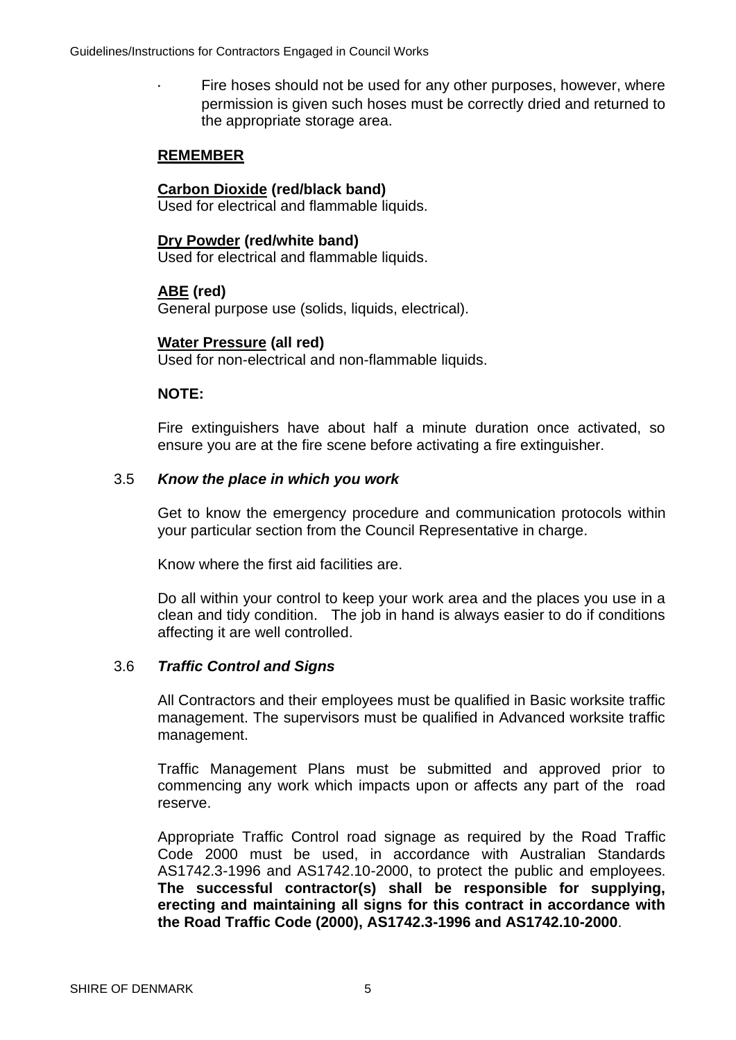- Fire hoses should not be used for any other purposes, however, where permission is given such hoses must be correctly dried and returned to the appropriate storage area.

**REMEMBER**

**Carbon Dioxide (red/black band)**
Used for electrical and flammable liquids.

**Dry Powder (red/white band)**
Used for electrical and flammable liquids.

**ABE (red)**
General purpose use (solids, liquids, electrical).

**Water Pressure (all red)**
Used for non-electrical and non-flammable liquids.

**NOTE:**

Fire extinguishers have about half a minute duration once activated, so ensure you are at the fire scene before activating a fire extinguisher.

### 3.5 *Know the place in which you work*

Get to know the emergency procedure and communication protocols within your particular section from the Council Representative in charge.

Know where the first aid facilities are.

Do all within your control to keep your work area and the places you use in a clean and tidy condition. The job in hand is always easier to do if conditions affecting it are well controlled.

### 3.6 *Traffic Control and Signs*

All Contractors and their employees must be qualified in Basic worksite traffic management. The supervisors must be qualified in Advanced worksite traffic management.

Traffic Management Plans must be submitted and approved prior to commencing any work which impacts upon or affects any part of the road reserve.

Appropriate Traffic Control road signage as required by the Road Traffic Code 2000 must be used, in accordance with Australian Standards AS1742.3-1996 and AS1742.10-2000, to protect the public and employees. **The successful contractor(s) shall be responsible for supplying, erecting and maintaining all signs for this contract in accordance with the Road Traffic Code (2000), AS1742.3-1996 and AS1742.10-2000**.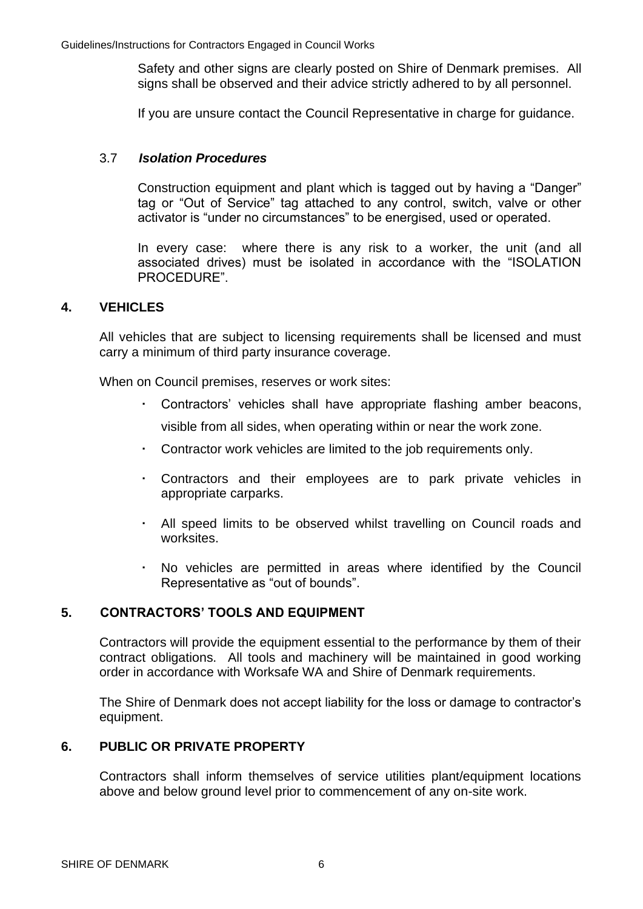Safety and other signs are clearly posted on Shire of Denmark premises. All signs shall be observed and their advice strictly adhered to by all personnel.

If you are unsure contact the Council Representative in charge for guidance.

### 3.7 *Isolation Procedures*

Construction equipment and plant which is tagged out by having a "Danger" tag or "Out of Service" tag attached to any control, switch, valve or other activator is "under no circumstances" to be energised, used or operated.

In every case: where there is any risk to a worker, the unit (and all associated drives) must be isolated in accordance with the "ISOLATION PROCEDURE".

## 4. VEHICLES

All vehicles that are subject to licensing requirements shall be licensed and must carry a minimum of third party insurance coverage.

When on Council premises, reserves or work sites:

- Contractors' vehicles shall have appropriate flashing amber beacons, visible from all sides, when operating within or near the work zone.
- Contractor work vehicles are limited to the job requirements only.
- Contractors and their employees are to park private vehicles in appropriate carparks.
- All speed limits to be observed whilst travelling on Council roads and worksites.
- No vehicles are permitted in areas where identified by the Council Representative as "out of bounds".

## 5. CONTRACTORS' TOOLS AND EQUIPMENT

Contractors will provide the equipment essential to the performance by them of their contract obligations. All tools and machinery will be maintained in good working order in accordance with Worksafe WA and Shire of Denmark requirements.

The Shire of Denmark does not accept liability for the loss or damage to contractor's equipment.

## 6. PUBLIC OR PRIVATE PROPERTY

Contractors shall inform themselves of service utilities plant/equipment locations above and below ground level prior to commencement of any on-site work.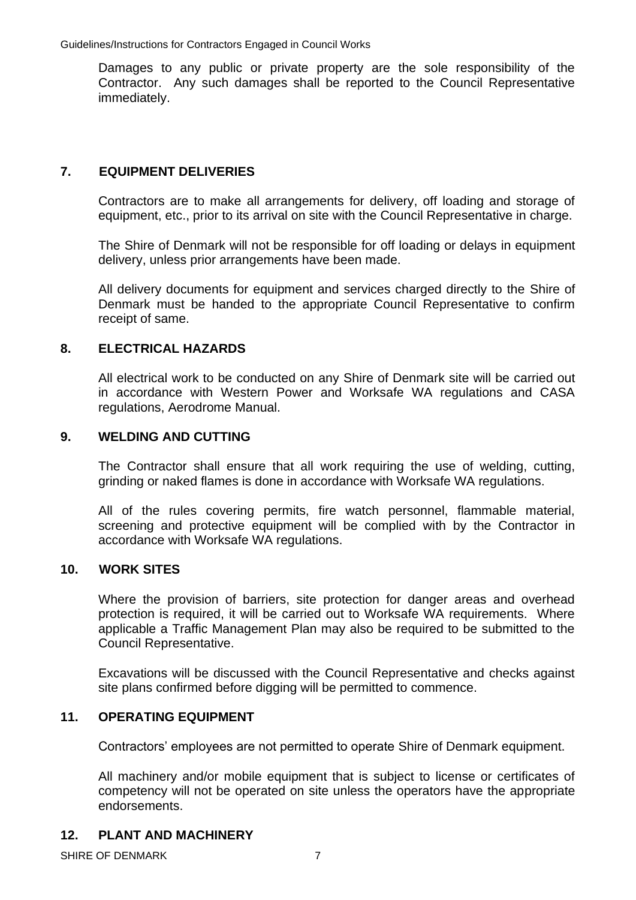Damages to any public or private property are the sole responsibility of the Contractor. Any such damages shall be reported to the Council Representative immediately.

## 7. EQUIPMENT DELIVERIES

Contractors are to make all arrangements for delivery, off loading and storage of equipment, etc., prior to its arrival on site with the Council Representative in charge.

The Shire of Denmark will not be responsible for off loading or delays in equipment delivery, unless prior arrangements have been made.

All delivery documents for equipment and services charged directly to the Shire of Denmark must be handed to the appropriate Council Representative to confirm receipt of same.

## 8. ELECTRICAL HAZARDS

All electrical work to be conducted on any Shire of Denmark site will be carried out in accordance with Western Power and Worksafe WA regulations and CASA regulations, Aerodrome Manual.

## 9. WELDING AND CUTTING

The Contractor shall ensure that all work requiring the use of welding, cutting, grinding or naked flames is done in accordance with Worksafe WA regulations.

All of the rules covering permits, fire watch personnel, flammable material, screening and protective equipment will be complied with by the Contractor in accordance with Worksafe WA regulations.

## 10. WORK SITES

Where the provision of barriers, site protection for danger areas and overhead protection is required, it will be carried out to Worksafe WA requirements. Where applicable a Traffic Management Plan may also be required to be submitted to the Council Representative.

Excavations will be discussed with the Council Representative and checks against site plans confirmed before digging will be permitted to commence.

## 11. OPERATING EQUIPMENT

Contractors' employees are not permitted to operate Shire of Denmark equipment.

All machinery and/or mobile equipment that is subject to license or certificates of competency will not be operated on site unless the operators have the appropriate endorsements.

## 12. PLANT AND MACHINERY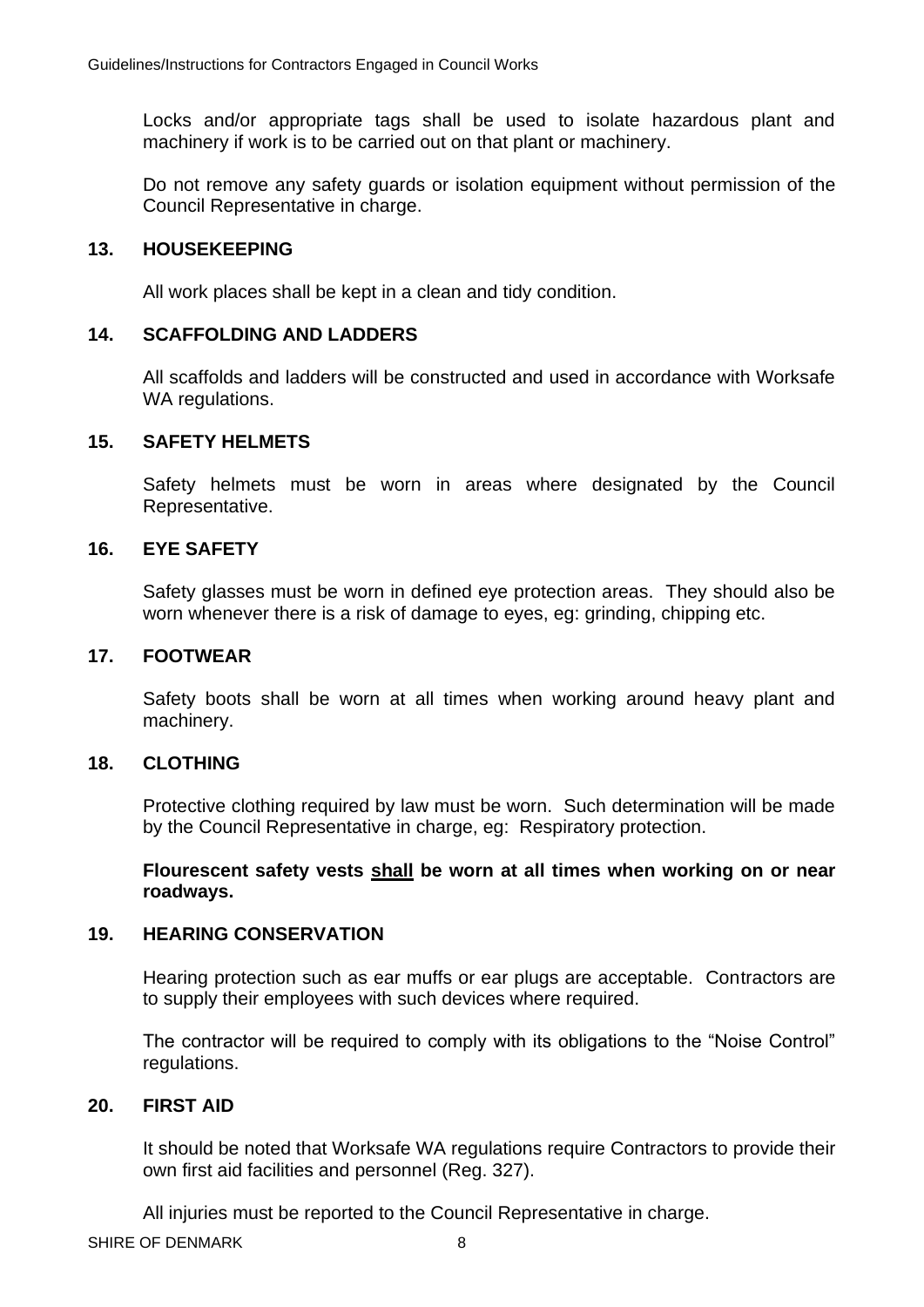Locks and/or appropriate tags shall be used to isolate hazardous plant and machinery if work is to be carried out on that plant or machinery.

Do not remove any safety guards or isolation equipment without permission of the Council Representative in charge.

## 13. HOUSEKEEPING

All work places shall be kept in a clean and tidy condition.

## 14. SCAFFOLDING AND LADDERS

All scaffolds and ladders will be constructed and used in accordance with Worksafe WA regulations.

## 15. SAFETY HELMETS

Safety helmets must be worn in areas where designated by the Council Representative.

## 16. EYE SAFETY

Safety glasses must be worn in defined eye protection areas. They should also be worn whenever there is a risk of damage to eyes, eg: grinding, chipping etc.

## 17. FOOTWEAR

Safety boots shall be worn at all times when working around heavy plant and machinery.

## 18. CLOTHING

Protective clothing required by law must be worn. Such determination will be made by the Council Representative in charge, eg: Respiratory protection.

**Flourescent safety vests <u>shall</u> be worn at all times when working on or near roadways.**

## 19. HEARING CONSERVATION

Hearing protection such as ear muffs or ear plugs are acceptable. Contractors are to supply their employees with such devices where required.

The contractor will be required to comply with its obligations to the "Noise Control" regulations.

## 20. FIRST AID

It should be noted that Worksafe WA regulations require Contractors to provide their own first aid facilities and personnel (Reg. 327).

All injuries must be reported to the Council Representative in charge.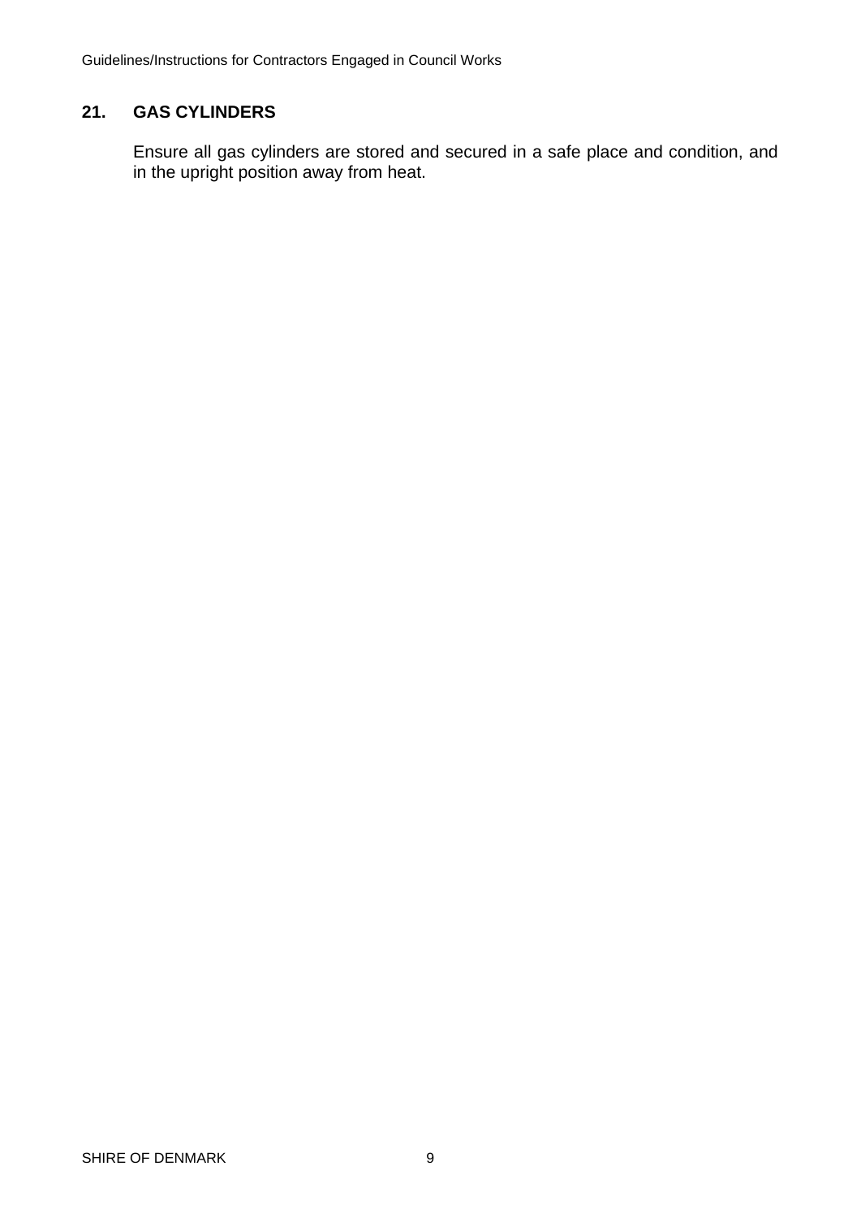## 21. GAS CYLINDERS

Ensure all gas cylinders are stored and secured in a safe place and condition, and in the upright position away from heat.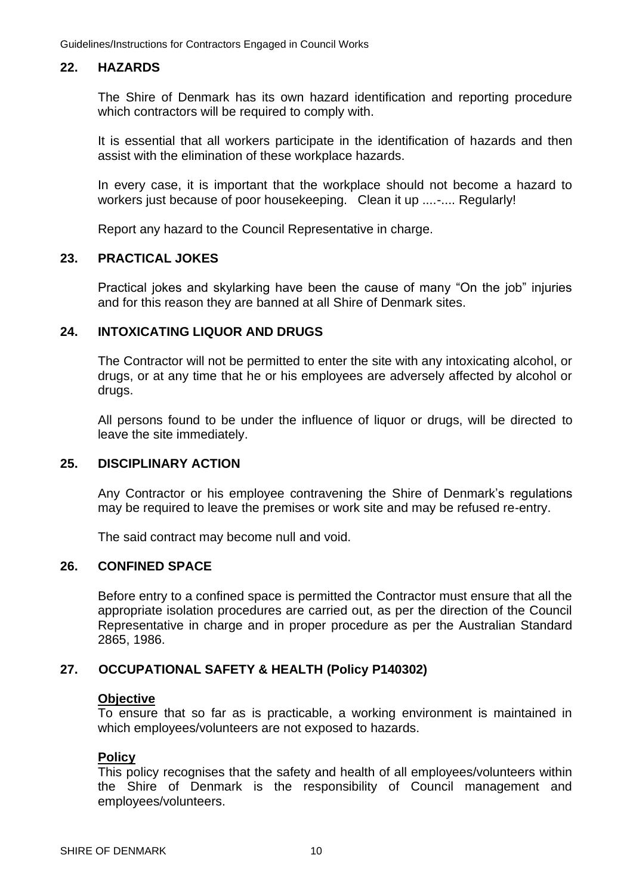## 22. HAZARDS

The Shire of Denmark has its own hazard identification and reporting procedure which contractors will be required to comply with.

It is essential that all workers participate in the identification of hazards and then assist with the elimination of these workplace hazards.

In every case, it is important that the workplace should not become a hazard to workers just because of poor housekeeping. Clean it up ....-.... Regularly!

Report any hazard to the Council Representative in charge.

## 23. PRACTICAL JOKES

Practical jokes and skylarking have been the cause of many "On the job" injuries and for this reason they are banned at all Shire of Denmark sites.

## 24. INTOXICATING LIQUOR AND DRUGS

The Contractor will not be permitted to enter the site with any intoxicating alcohol, or drugs, or at any time that he or his employees are adversely affected by alcohol or drugs.

All persons found to be under the influence of liquor or drugs, will be directed to leave the site immediately.

## 25. DISCIPLINARY ACTION

Any Contractor or his employee contravening the Shire of Denmark's regulations may be required to leave the premises or work site and may be refused re-entry.

The said contract may become null and void.

## 26. CONFINED SPACE

Before entry to a confined space is permitted the Contractor must ensure that all the appropriate isolation procedures are carried out, as per the direction of the Council Representative in charge and in proper procedure as per the Australian Standard 2865, 1986.

## 27. OCCUPATIONAL SAFETY & HEALTH (Policy P140302)

**Objective**

To ensure that so far as is practicable, a working environment is maintained in which employees/volunteers are not exposed to hazards.

**Policy**

This policy recognises that the safety and health of all employees/volunteers within the Shire of Denmark is the responsibility of Council management and employees/volunteers.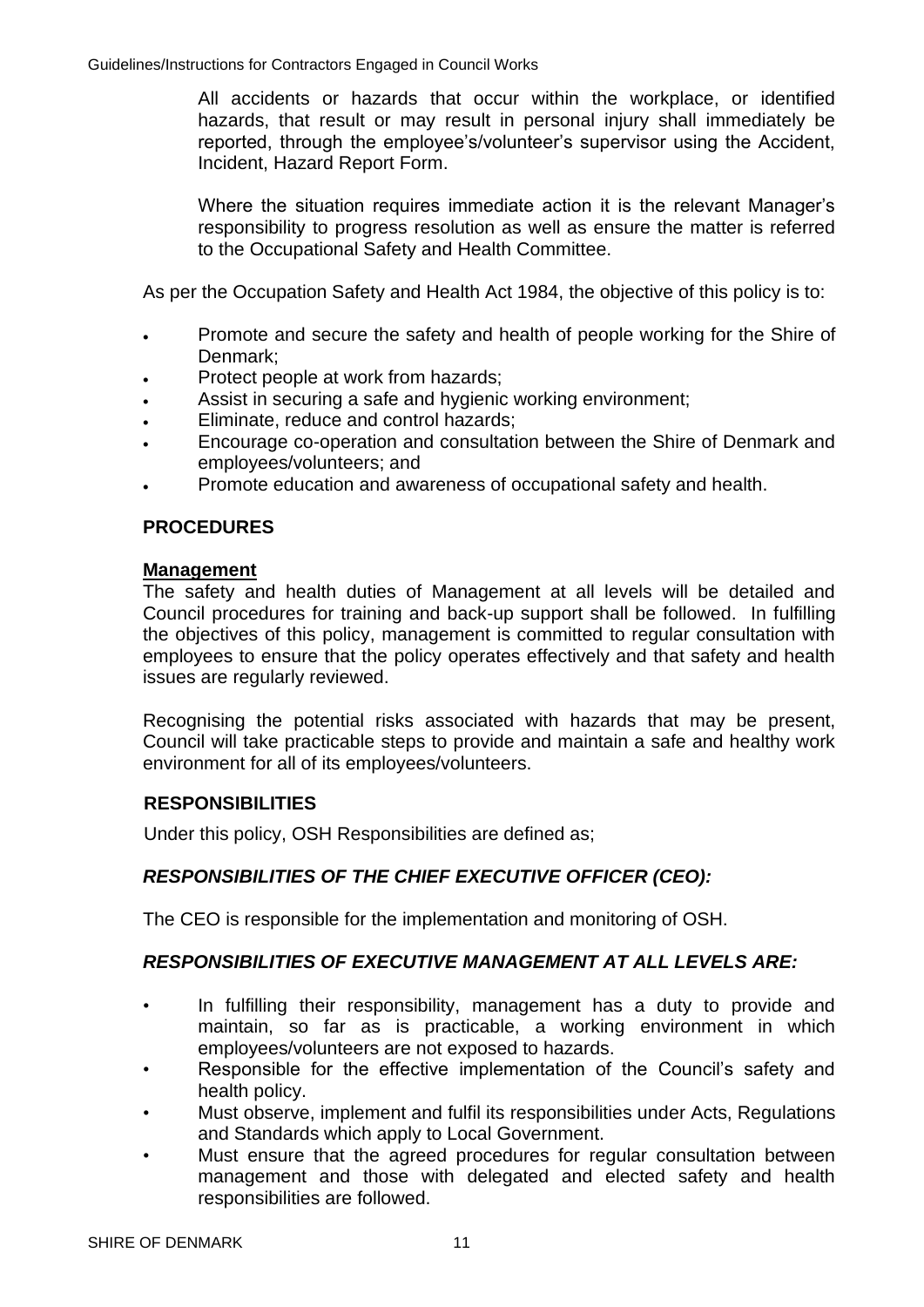All accidents or hazards that occur within the workplace, or identified hazards, that result or may result in personal injury shall immediately be reported, through the employee's/volunteer's supervisor using the Accident, Incident, Hazard Report Form.

Where the situation requires immediate action it is the relevant Manager's responsibility to progress resolution as well as ensure the matter is referred to the Occupational Safety and Health Committee.

As per the Occupation Safety and Health Act 1984, the objective of this policy is to:

- Promote and secure the safety and health of people working for the Shire of Denmark;
- Protect people at work from hazards;
- Assist in securing a safe and hygienic working environment;
- Eliminate, reduce and control hazards;
- Encourage co-operation and consultation between the Shire of Denmark and employees/volunteers; and
- Promote education and awareness of occupational safety and health.

## PROCEDURES

**Management**

The safety and health duties of Management at all levels will be detailed and Council procedures for training and back-up support shall be followed. In fulfilling the objectives of this policy, management is committed to regular consultation with employees to ensure that the policy operates effectively and that safety and health issues are regularly reviewed.

Recognising the potential risks associated with hazards that may be present, Council will take practicable steps to provide and maintain a safe and healthy work environment for all of its employees/volunteers.

## RESPONSIBILITIES

Under this policy, OSH Responsibilities are defined as;

### *RESPONSIBILITIES OF THE CHIEF EXECUTIVE OFFICER (CEO):*

The CEO is responsible for the implementation and monitoring of OSH.

### *RESPONSIBILITIES OF EXECUTIVE MANAGEMENT AT ALL LEVELS ARE:*

- In fulfilling their responsibility, management has a duty to provide and maintain, so far as is practicable, a working environment in which employees/volunteers are not exposed to hazards.
- Responsible for the effective implementation of the Council's safety and health policy.
- Must observe, implement and fulfil its responsibilities under Acts, Regulations and Standards which apply to Local Government.
- Must ensure that the agreed procedures for regular consultation between management and those with delegated and elected safety and health responsibilities are followed.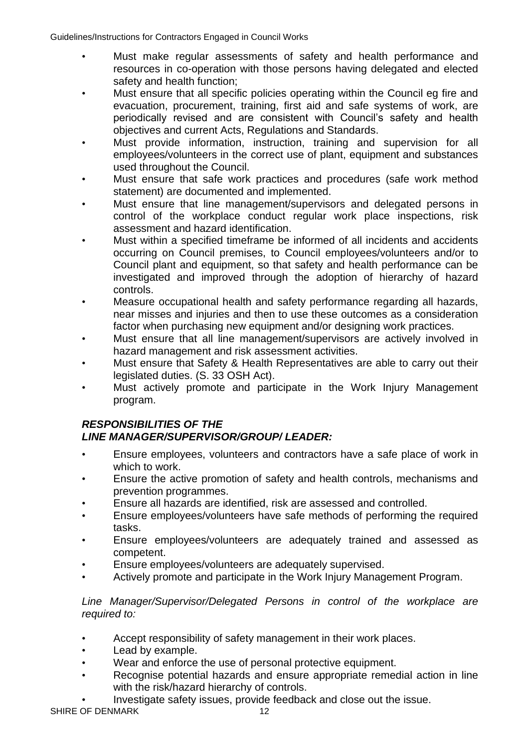- Must make regular assessments of safety and health performance and resources in co-operation with those persons having delegated and elected safety and health function;
- Must ensure that all specific policies operating within the Council eg fire and evacuation, procurement, training, first aid and safe systems of work, are periodically revised and are consistent with Council's safety and health objectives and current Acts, Regulations and Standards.
- Must provide information, instruction, training and supervision for all employees/volunteers in the correct use of plant, equipment and substances used throughout the Council.
- Must ensure that safe work practices and procedures (safe work method statement) are documented and implemented.
- Must ensure that line management/supervisors and delegated persons in control of the workplace conduct regular work place inspections, risk assessment and hazard identification.
- Must within a specified timeframe be informed of all incidents and accidents occurring on Council premises, to Council employees/volunteers and/or to Council plant and equipment, so that safety and health performance can be investigated and improved through the adoption of hierarchy of hazard controls.
- Measure occupational health and safety performance regarding all hazards, near misses and injuries and then to use these outcomes as a consideration factor when purchasing new equipment and/or designing work practices.
- Must ensure that all line management/supervisors are actively involved in hazard management and risk assessment activities.
- Must ensure that Safety & Health Representatives are able to carry out their legislated duties. (S. 33 OSH Act).
- Must actively promote and participate in the Work Injury Management program.

***RESPONSIBILITIES OF THE***
***LINE MANAGER/SUPERVISOR/GROUP/ LEADER:***

- Ensure employees, volunteers and contractors have a safe place of work in which to work.
- Ensure the active promotion of safety and health controls, mechanisms and prevention programmes.
- Ensure all hazards are identified, risk are assessed and controlled.
- Ensure employees/volunteers have safe methods of performing the required tasks.
- Ensure employees/volunteers are adequately trained and assessed as competent.
- Ensure employees/volunteers are adequately supervised.
- Actively promote and participate in the Work Injury Management Program.

*Line Manager/Supervisor/Delegated Persons in control of the workplace are required to:*

- Accept responsibility of safety management in their work places.
- Lead by example.
- Wear and enforce the use of personal protective equipment.
- Recognise potential hazards and ensure appropriate remedial action in line with the risk/hazard hierarchy of controls.
- Investigate safety issues, provide feedback and close out the issue.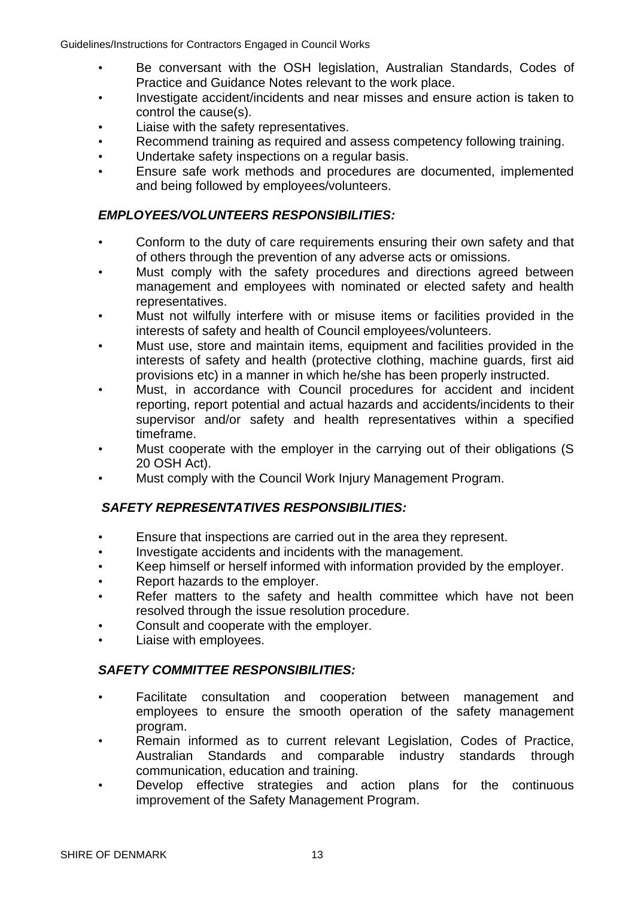- Be conversant with the OSH legislation, Australian Standards, Codes of Practice and Guidance Notes relevant to the work place.
- Investigate accident/incidents and near misses and ensure action is taken to control the cause(s).
- Liaise with the safety representatives.
- Recommend training as required and assess competency following training.
- Undertake safety inspections on a regular basis.
- Ensure safe work methods and procedures are documented, implemented and being followed by employees/volunteers.

### *EMPLOYEES/VOLUNTEERS RESPONSIBILITIES:*

- Conform to the duty of care requirements ensuring their own safety and that of others through the prevention of any adverse acts or omissions.
- Must comply with the safety procedures and directions agreed between management and employees with nominated or elected safety and health representatives.
- Must not wilfully interfere with or misuse items or facilities provided in the interests of safety and health of Council employees/volunteers.
- Must use, store and maintain items, equipment and facilities provided in the interests of safety and health (protective clothing, machine guards, first aid provisions etc) in a manner in which he/she has been properly instructed.
- Must, in accordance with Council procedures for accident and incident reporting, report potential and actual hazards and accidents/incidents to their supervisor and/or safety and health representatives within a specified timeframe.
- Must cooperate with the employer in the carrying out of their obligations (S 20 OSH Act).
- Must comply with the Council Work Injury Management Program.

### *SAFETY REPRESENTATIVES RESPONSIBILITIES:*

- Ensure that inspections are carried out in the area they represent.
- Investigate accidents and incidents with the management.
- Keep himself or herself informed with information provided by the employer.
- Report hazards to the employer.
- Refer matters to the safety and health committee which have not been resolved through the issue resolution procedure.
- Consult and cooperate with the employer.
- Liaise with employees.

### *SAFETY COMMITTEE RESPONSIBILITIES:*

- Facilitate consultation and cooperation between management and employees to ensure the smooth operation of the safety management program.
- Remain informed as to current relevant Legislation, Codes of Practice, Australian Standards and comparable industry standards through communication, education and training.
- Develop effective strategies and action plans for the continuous improvement of the Safety Management Program.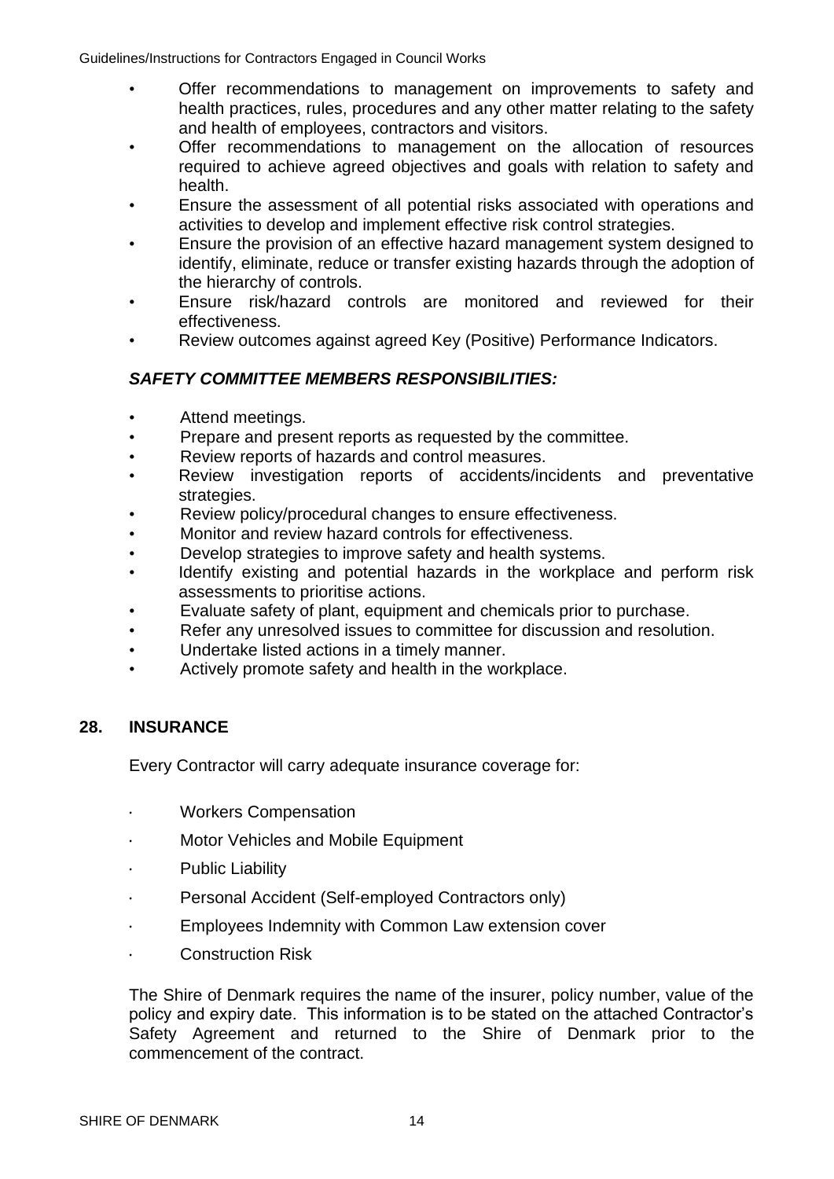- Offer recommendations to management on improvements to safety and health practices, rules, procedures and any other matter relating to the safety and health of employees, contractors and visitors.
- Offer recommendations to management on the allocation of resources required to achieve agreed objectives and goals with relation to safety and health.
- Ensure the assessment of all potential risks associated with operations and activities to develop and implement effective risk control strategies.
- Ensure the provision of an effective hazard management system designed to identify, eliminate, reduce or transfer existing hazards through the adoption of the hierarchy of controls.
- Ensure risk/hazard controls are monitored and reviewed for their effectiveness.
- Review outcomes against agreed Key (Positive) Performance Indicators.

### ***SAFETY COMMITTEE MEMBERS RESPONSIBILITIES:***

- Attend meetings.
- Prepare and present reports as requested by the committee.
- Review reports of hazards and control measures.
- Review investigation reports of accidents/incidents and preventative strategies.
- Review policy/procedural changes to ensure effectiveness.
- Monitor and review hazard controls for effectiveness.
- Develop strategies to improve safety and health systems.
- Identify existing and potential hazards in the workplace and perform risk assessments to prioritise actions.
- Evaluate safety of plant, equipment and chemicals prior to purchase.
- Refer any unresolved issues to committee for discussion and resolution.
- Undertake listed actions in a timely manner.
- Actively promote safety and health in the workplace.

## 28. INSURANCE

Every Contractor will carry adequate insurance coverage for:

- Workers Compensation
- Motor Vehicles and Mobile Equipment
- Public Liability
- Personal Accident (Self-employed Contractors only)
- Employees Indemnity with Common Law extension cover
- Construction Risk

The Shire of Denmark requires the name of the insurer, policy number, value of the policy and expiry date. This information is to be stated on the attached Contractor's Safety Agreement and returned to the Shire of Denmark prior to the commencement of the contract.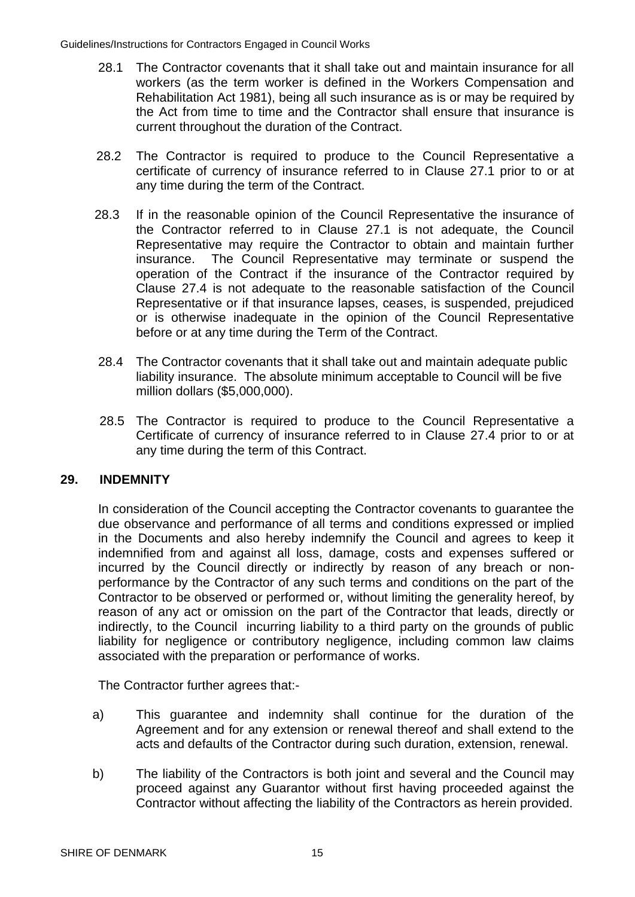28.1 The Contractor covenants that it shall take out and maintain insurance for all workers (as the term worker is defined in the Workers Compensation and Rehabilitation Act 1981), being all such insurance as is or may be required by the Act from time to time and the Contractor shall ensure that insurance is current throughout the duration of the Contract.

28.2 The Contractor is required to produce to the Council Representative a certificate of currency of insurance referred to in Clause 27.1 prior to or at any time during the term of the Contract.

28.3 If in the reasonable opinion of the Council Representative the insurance of the Contractor referred to in Clause 27.1 is not adequate, the Council Representative may require the Contractor to obtain and maintain further insurance. The Council Representative may terminate or suspend the operation of the Contract if the insurance of the Contractor required by Clause 27.4 is not adequate to the reasonable satisfaction of the Council Representative or if that insurance lapses, ceases, is suspended, prejudiced or is otherwise inadequate in the opinion of the Council Representative before or at any time during the Term of the Contract.

28.4 The Contractor covenants that it shall take out and maintain adequate public liability insurance. The absolute minimum acceptable to Council will be five million dollars ($5,000,000).

28.5 The Contractor is required to produce to the Council Representative a Certificate of currency of insurance referred to in Clause 27.4 prior to or at any time during the term of this Contract.

## 29. INDEMNITY

In consideration of the Council accepting the Contractor covenants to guarantee the due observance and performance of all terms and conditions expressed or implied in the Documents and also hereby indemnify the Council and agrees to keep it indemnified from and against all loss, damage, costs and expenses suffered or incurred by the Council directly or indirectly by reason of any breach or non-performance by the Contractor of any such terms and conditions on the part of the Contractor to be observed or performed or, without limiting the generality hereof, by reason of any act or omission on the part of the Contractor that leads, directly or indirectly, to the Council incurring liability to a third party on the grounds of public liability for negligence or contributory negligence, including common law claims associated with the preparation or performance of works.

The Contractor further agrees that:-

a) This guarantee and indemnity shall continue for the duration of the Agreement and for any extension or renewal thereof and shall extend to the acts and defaults of the Contractor during such duration, extension, renewal.

b) The liability of the Contractors is both joint and several and the Council may proceed against any Guarantor without first having proceeded against the Contractor without affecting the liability of the Contractors as herein provided.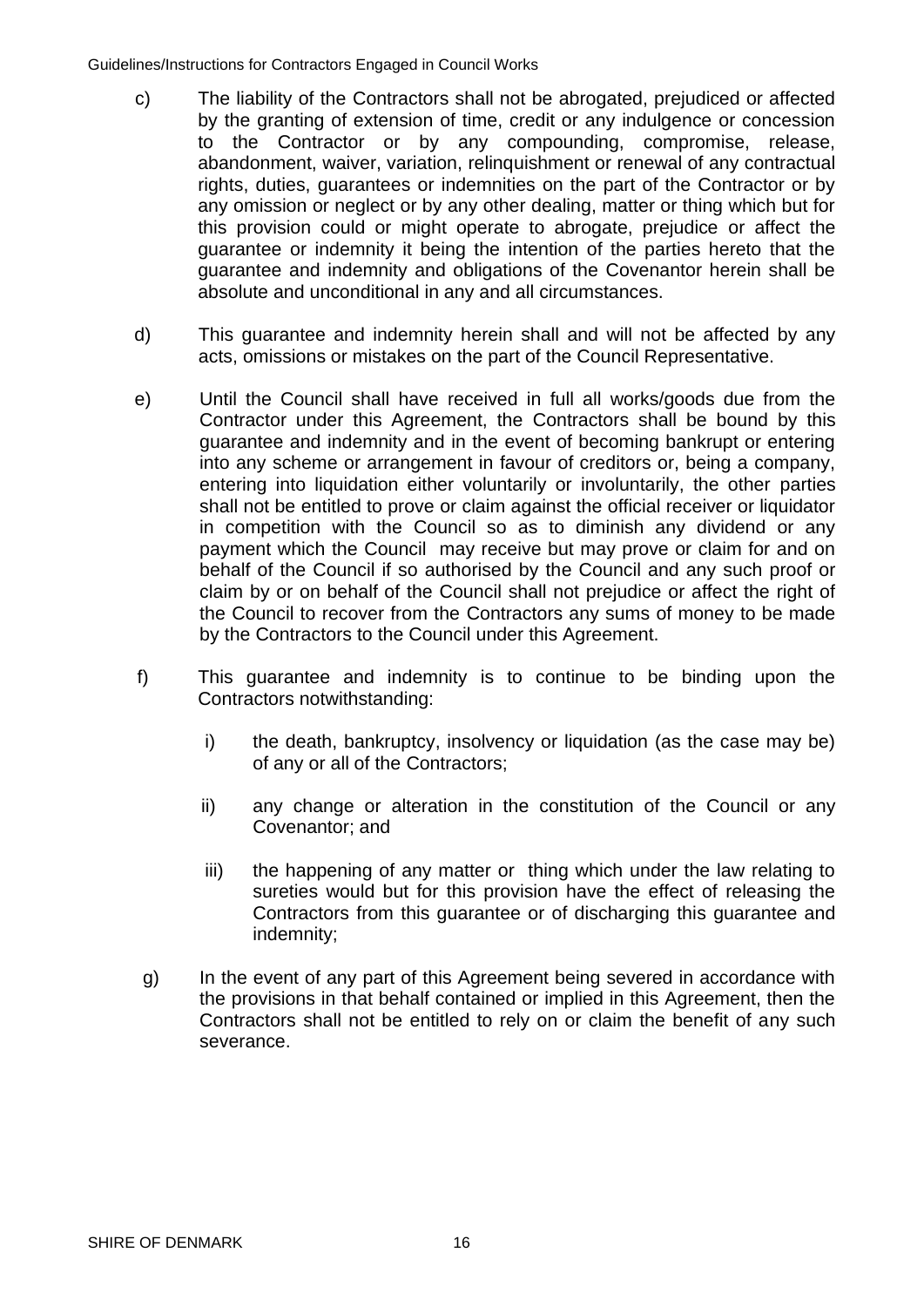c) The liability of the Contractors shall not be abrogated, prejudiced or affected by the granting of extension of time, credit or any indulgence or concession to the Contractor or by any compounding, compromise, release, abandonment, waiver, variation, relinquishment or renewal of any contractual rights, duties, guarantees or indemnities on the part of the Contractor or by any omission or neglect or by any other dealing, matter or thing which but for this provision could or might operate to abrogate, prejudice or affect the guarantee or indemnity it being the intention of the parties hereto that the guarantee and indemnity and obligations of the Covenantor herein shall be absolute and unconditional in any and all circumstances.

d) This guarantee and indemnity herein shall and will not be affected by any acts, omissions or mistakes on the part of the Council Representative.

e) Until the Council shall have received in full all works/goods due from the Contractor under this Agreement, the Contractors shall be bound by this guarantee and indemnity and in the event of becoming bankrupt or entering into any scheme or arrangement in favour of creditors or, being a company, entering into liquidation either voluntarily or involuntarily, the other parties shall not be entitled to prove or claim against the official receiver or liquidator in competition with the Council so as to diminish any dividend or any payment which the Council may receive but may prove or claim for and on behalf of the Council if so authorised by the Council and any such proof or claim by or on behalf of the Council shall not prejudice or affect the right of the Council to recover from the Contractors any sums of money to be made by the Contractors to the Council under this Agreement.

f) This guarantee and indemnity is to continue to be binding upon the Contractors notwithstanding:

   i) the death, bankruptcy, insolvency or liquidation (as the case may be) of any or all of the Contractors;

   ii) any change or alteration in the constitution of the Council or any Covenantor; and

   iii) the happening of any matter or thing which under the law relating to sureties would but for this provision have the effect of releasing the Contractors from this guarantee or of discharging this guarantee and indemnity;

g) In the event of any part of this Agreement being severed in accordance with the provisions in that behalf contained or implied in this Agreement, then the Contractors shall not be entitled to rely on or claim the benefit of any such severance.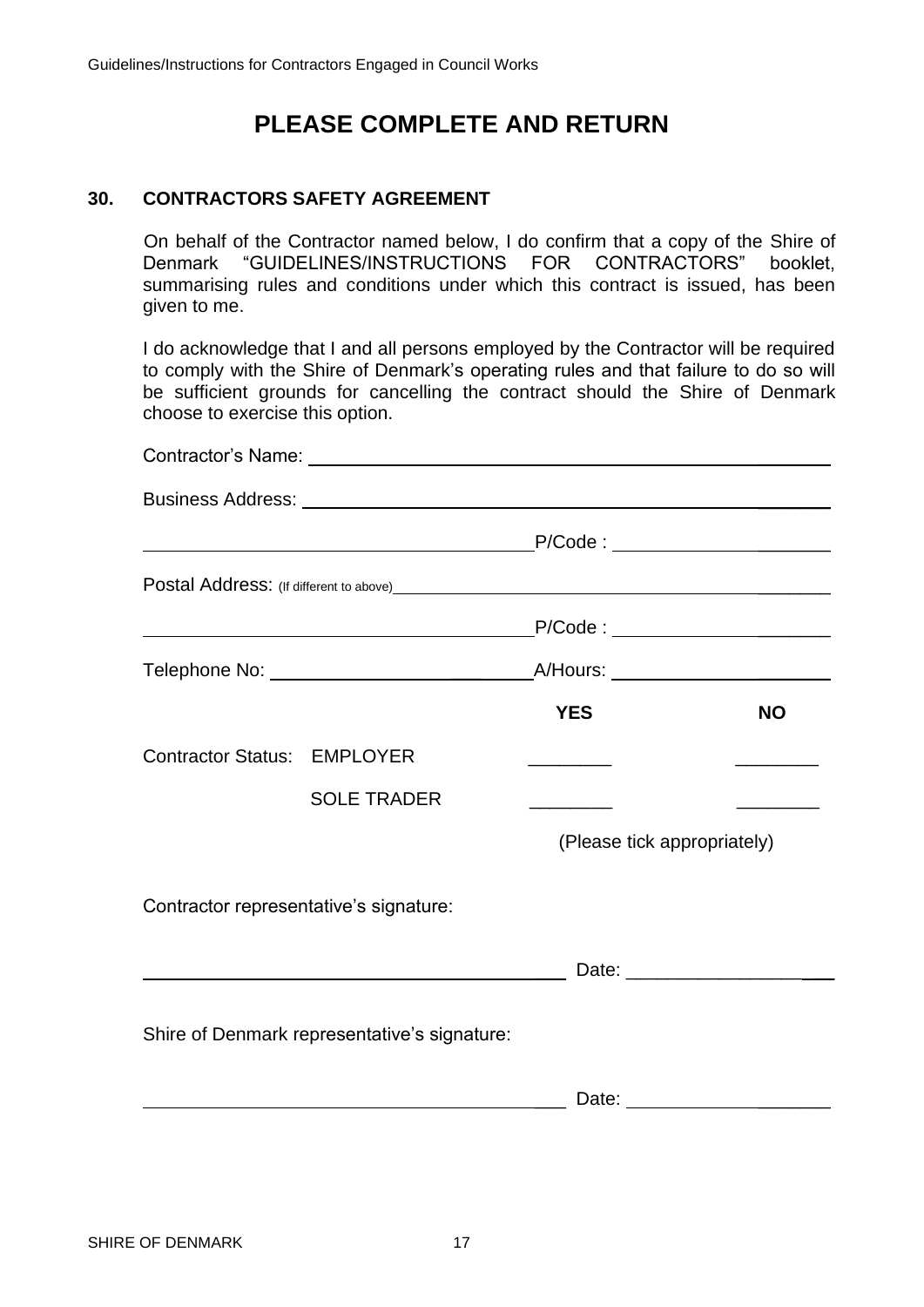# PLEASE COMPLETE AND RETURN

## 30. CONTRACTORS SAFETY AGREEMENT

On behalf of the Contractor named below, I do confirm that a copy of the Shire of Denmark "GUIDELINES/INSTRUCTIONS FOR CONTRACTORS" booklet, summarising rules and conditions under which this contract is issued, has been given to me.

I do acknowledge that I and all persons employed by the Contractor will be required to comply with the Shire of Denmark's operating rules and that failure to do so will be sufficient grounds for cancelling the contract should the Shire of Denmark choose to exercise this option.

Contractor's Name: ______________________________________________

Business Address: ______________________________________________

______________________________ P/Code : ______________

Postal Address: (If different to above) ______________________________

______________________________ P/Code : ______________

Telephone No: ____________________ A/Hours: ______________

| | | YES | NO |
|---|---|---|---|
| Contractor Status: | EMPLOYER | ________ | ________ |
| | SOLE TRADER | ________ | ________ |

(Please tick appropriately)

Contractor representative's signature:

______________________________ Date: ______________

Shire of Denmark representative's signature:

______________________________ Date: ______________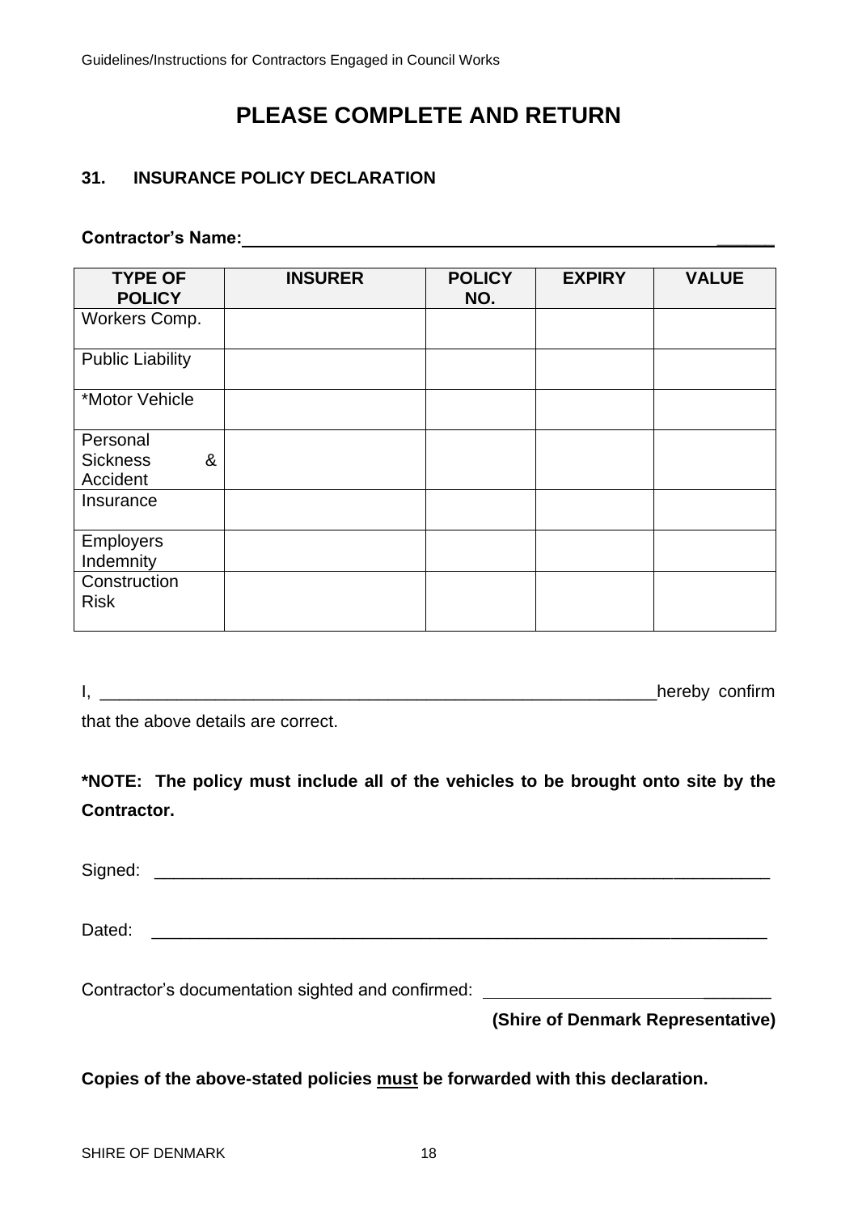# PLEASE COMPLETE AND RETURN

## 31. INSURANCE POLICY DECLARATION

**Contractor's Name:** ______________________________________________________

| TYPE OF POLICY | INSURER | POLICY NO. | EXPIRY | VALUE |
|---|---|---|---|---|
| Workers Comp. | | | | |
| Public Liability | | | | |
| *Motor Vehicle | | | | |
| Personal Sickness & Accident | | | | |
| Insurance | | | | |
| Employers Indemnity | | | | |
| Construction Risk | | | | |

I, ____________________________________________________________hereby confirm that the above details are correct.

**\*NOTE: The policy must include all of the vehicles to be brought onto site by the Contractor.**

Signed: ________________________________________________________________

Dated: ________________________________________________________________

Contractor's documentation sighted and confirmed: ______________________________

**(Shire of Denmark Representative)**

**Copies of the above-stated policies must be forwarded with this declaration.**